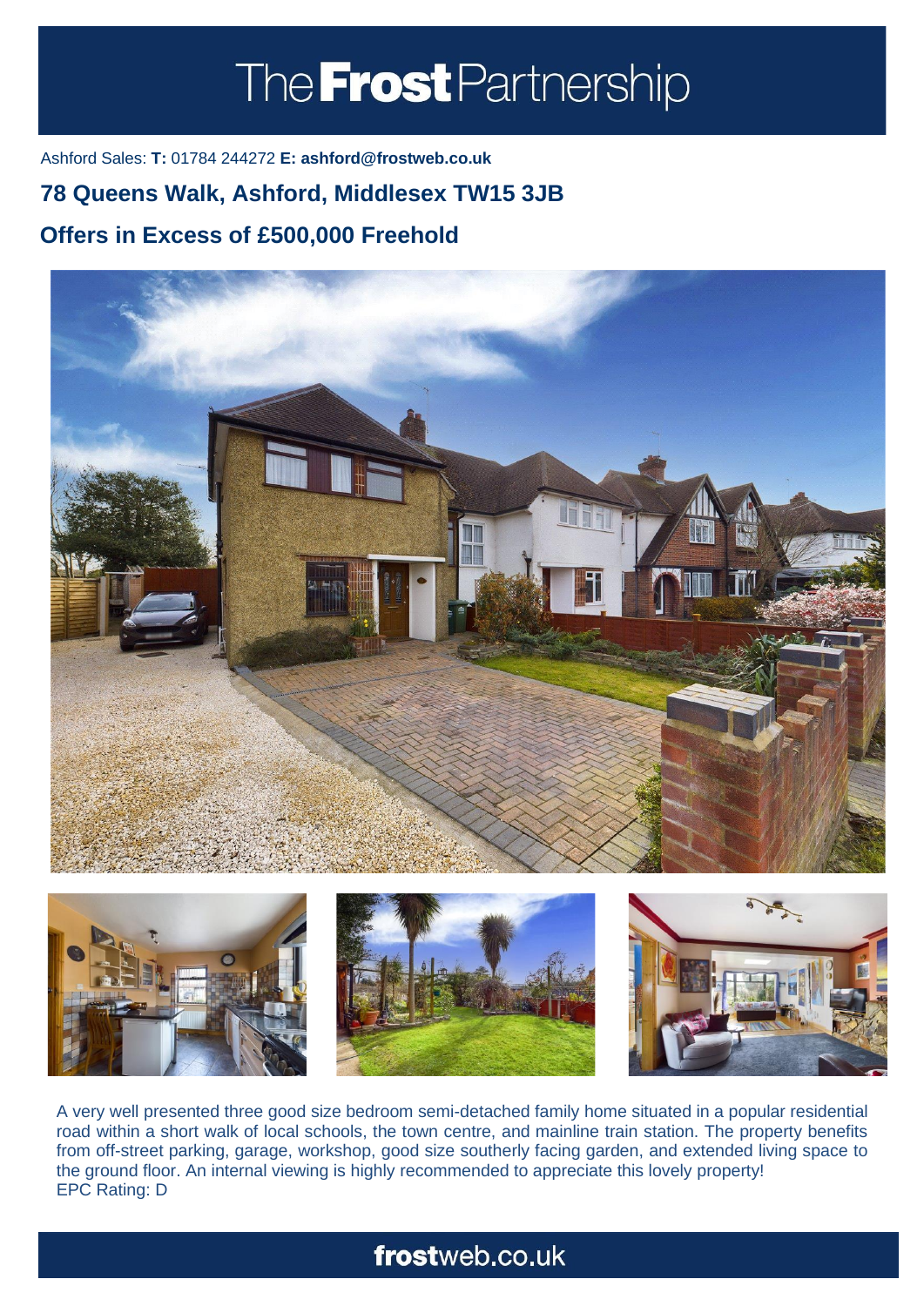# The Frost Partnership

Ashford Sales: **T:** 01784 244272 **E: ashford@frostweb.co.uk**

## 78 Queens Walk, Ashford, Middlesex TW15 3JB

## Offers in Excess of £500,000 Freehold

A very well presented three good size bedroom semi-detached family home situated in a popular residential road within a short walk of local schools, the town centre, and mainline train station. The property benefits from off-street parking, garage, workshop, good size southerly facing garden, and extended living space to the ground floor. An internal viewing is highly recommended to appreciate this lovely property!
EPC Rating: D

**frost**web.co.uk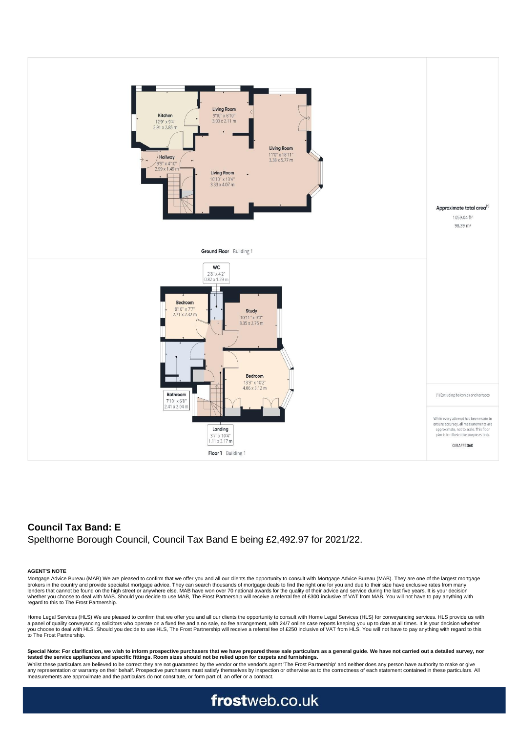Kitchen
12'9" x 9'4"
3.91 x 2.85 m

Living Room
9'10" x 6'10"
3.00 x 2.11 m

Living Room
11'0" x 18'11"
3.38 x 5.77 m

Hallway
9'9" x 4'10"
2.99 x 1.49 m

Living Room
10'10" x 13'4"
3.33 x 4.07 m

Ground Floor Building 1

Approximate total area(1)

1059.04 ft²

98.39 m²

WC
2'8" x 4'2"
0.82 x 1.29 m

Bedroom
8'10" x 7'7"
2.71 x 2.32 m

Study
10'11" x 9'0"
3.35 x 2.75 m

Bedroom
13'3" x 10'2"
4.06 x 3.12 m

Bathroom
7'10" x 6'8"
2.41 x 2.04 m

Landing
3'7" x 10'4"
1.11 x 3.17 m

Floor 1 Building 1

(1) Excluding balconies and terraces

While every attempt has been made to ensure accuracy, all measurements are approximate, not to scale. This floor plan is for illustrative purposes only.

GIRAFFE360

## Council Tax Band: E

Spelthorne Borough Council, Council Tax Band E being £2,492.97 for 2021/22.

**AGENT'S NOTE**

Mortgage Advice Bureau (MAB) We are pleased to confirm that we offer you and all our clients the opportunity to consult with Mortgage Advice Bureau (MAB). They are one of the largest mortgage brokers in the country and provide specialist mortgage advice. They can search thousands of mortgage deals to find the right one for you and due to their size have exclusive rates from many lenders that cannot be found on the high street or anywhere else. MAB have won over 70 national awards for the quality of their advice and service during the last five years. It is your decision whether you choose to deal with MAB. Should you decide to use MAB, The Frost Partnership will receive a referral fee of £300 inclusive of VAT from MAB. You will not have to pay anything with regard to this to The Frost Partnership.

Home Legal Services (HLS) We are pleased to confirm that we offer you and all our clients the opportunity to consult with Home Legal Services (HLS) for conveyancing services. HLS provide us with a panel of quality conveyancing solicitors who operate on a fixed fee and a no sale, no fee arrangement, with 24/7 online case reports keeping you up to date at all times. It is your decision whether you choose to deal with HLS. Should you decide to use HLS, The Frost Partnership will receive a referral fee of £250 inclusive of VAT from HLS. You will not have to pay anything with regard to this to The Frost Partnership.

**Special Note: For clarification, we wish to inform prospective purchasers that we have prepared these sale particulars as a general guide. We have not carried out a detailed survey, nor tested the service appliances and specific fittings. Room sizes should not be relied upon for carpets and furnishings.**

Whilst these particulars are believed to be correct they are not guaranteed by the vendor or the vendor's agent 'The Frost Partnership' and neither does any person have authority to make or give any representation or warranty on their behalf. Prospective purchasers must satisfy themselves by inspection or otherwise as to the correctness of each statement contained in these particulars. All measurements are approximate and the particulars do not constitute, or form part of, an offer or a contract.

**frost**web.co.uk